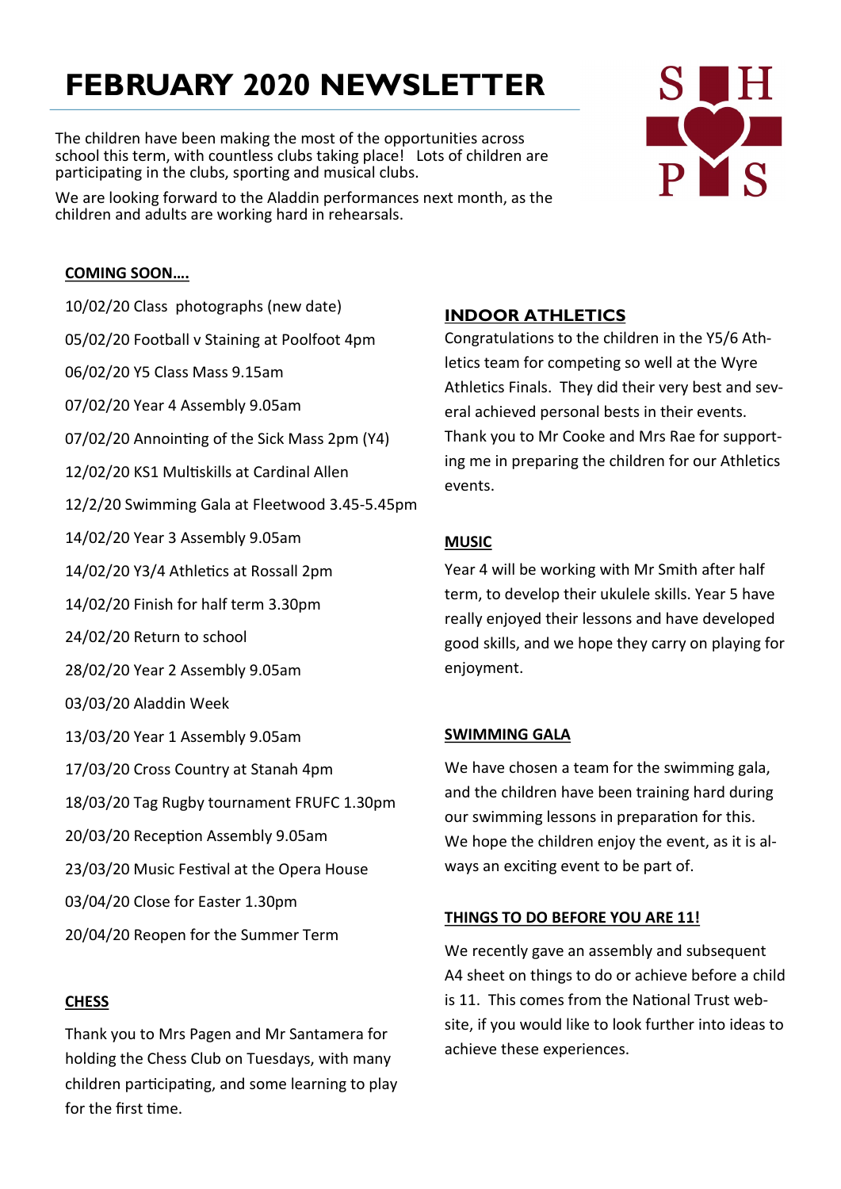# FEBRUARY 2020 NEWSLETTER

The children have been making the most of the opportunities across school this term, with countless clubs taking place! Lots of children are participating in the clubs, sporting and musical clubs.

We are looking forward to the Aladdin performances next month, as the children and adults are working hard in rehearsals.

## COMING SOON….

10/02/20 Class photographs (new date)

05/02/20 Football v Staining at Poolfoot 4pm

06/02/20 Y5 Class Mass 9.15am

07/02/20 Year 4 Assembly 9.05am

07/02/20 Annointing of the Sick Mass 2pm (Y4)

12/02/20 KS1 Multiskills at Cardinal Allen

12/2/20 Swimming Gala at Fleetwood 3.45-5.45pm

14/02/20 Year 3 Assembly 9.05am

14/02/20 Y3/4 Athletics at Rossall 2pm

14/02/20 Finish for half term 3.30pm

24/02/20 Return to school

28/02/20 Year 2 Assembly 9.05am

03/03/20 Aladdin Week

13/03/20 Year 1 Assembly 9.05am

17/03/20 Cross Country at Stanah 4pm

18/03/20 Tag Rugby tournament FRUFC 1.30pm

20/03/20 Reception Assembly 9.05am

23/03/20 Music Festival at the Opera House

03/04/20 Close for Easter 1.30pm

20/04/20 Reopen for the Summer Term

## CHESS

Thank you to Mrs Pagen and Mr Santamera for holding the Chess Club on Tuesdays, with many children participating, and some learning to play for the first time.

## INDOOR ATHLETICS

Congratulations to the children in the Y5/6 Athletics team for competing so well at the Wyre Athletics Finals. They did their very best and several achieved personal bests in their events. Thank you to Mr Cooke and Mrs Rae for supporting me in preparing the children for our Athletics events.

## MUSIC

Year 4 will be working with Mr Smith after half term, to develop their ukulele skills. Year 5 have really enjoyed their lessons and have developed good skills, and we hope they carry on playing for enjoyment.

## SWIMMING GALA

We have chosen a team for the swimming gala, and the children have been training hard during our swimming lessons in preparation for this. We hope the children enjoy the event, as it is always an exciting event to be part of.

## THINGS TO DO BEFORE YOU ARE 11!

We recently gave an assembly and subsequent A4 sheet on things to do or achieve before a child is 11. This comes from the National Trust website, if you would like to look further into ideas to achieve these experiences.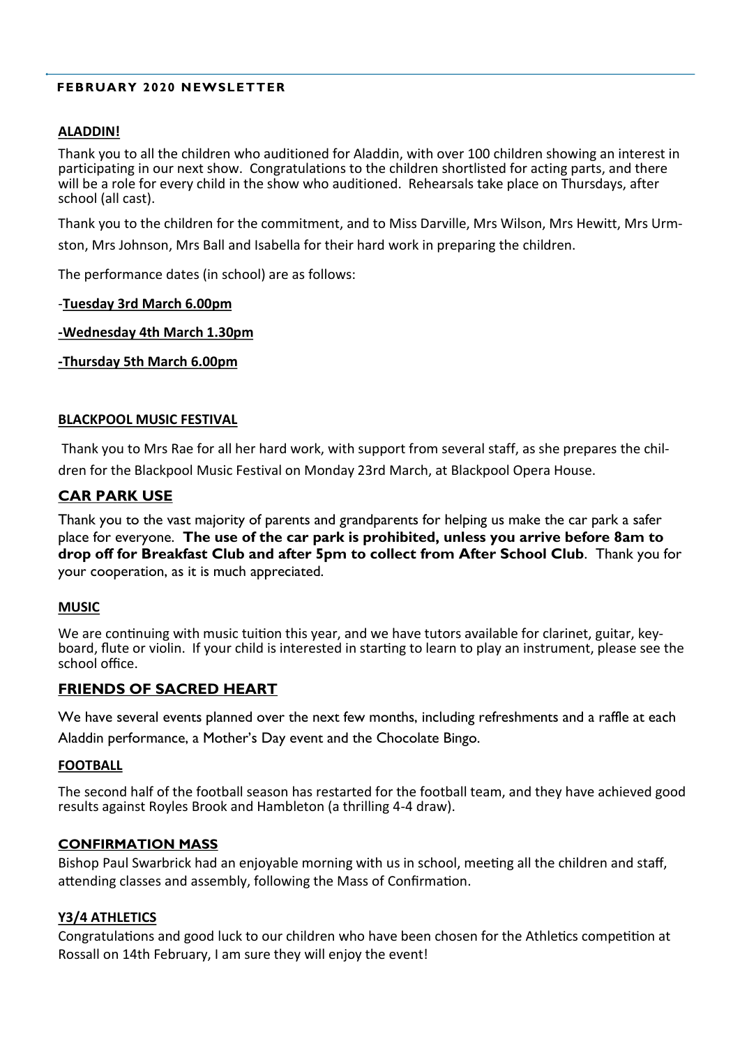## FEBRUARY 2020 NEWSLETTER

### ALADDIN!

Thank you to all the children who auditioned for Aladdin, with over 100 children showing an interest in participating in our next show. Congratulations to the children shortlisted for acting parts, and there will be a role for every child in the show who auditioned. Rehearsals take place on Thursdays, after school (all cast).

Thank you to the children for the commitment, and to Miss Darville, Mrs Wilson, Mrs Hewitt, Mrs Urmston, Mrs Johnson, Mrs Ball and Isabella for their hard work in preparing the children.

The performance dates (in school) are as follows:

-**Tuesday 3rd March 6.00pm**

**-Wednesday 4th March 1.30pm**

**-Thursday 5th March 6.00pm**

### BLACKPOOL MUSIC FESTIVAL

Thank you to Mrs Rae for all her hard work, with support from several staff, as she prepares the children for the Blackpool Music Festival on Monday 23rd March, at Blackpool Opera House.

### CAR PARK USE

Thank you to the vast majority of parents and grandparents for helping us make the car park a safer place for everyone. **The use of the car park is prohibited, unless you arrive before 8am to drop off for Breakfast Club and after 5pm to collect from After School Club**. Thank you for your cooperation, as it is much appreciated.

### MUSIC

We are continuing with music tuition this year, and we have tutors available for clarinet, guitar, keyboard, flute or violin. If your child is interested in starting to learn to play an instrument, please see the school office.

### FRIENDS OF SACRED HEART

We have several events planned over the next few months, including refreshments and a raffle at each Aladdin performance, a Mother's Day event and the Chocolate Bingo.

### FOOTBALL

The second half of the football season has restarted for the football team, and they have achieved good results against Royles Brook and Hambleton (a thrilling 4-4 draw).

### CONFIRMATION MASS

Bishop Paul Swarbrick had an enjoyable morning with us in school, meeting all the children and staff, attending classes and assembly, following the Mass of Confirmation.

### Y3/4 ATHLETICS

Congratulations and good luck to our children who have been chosen for the Athletics competition at Rossall on 14th February, I am sure they will enjoy the event!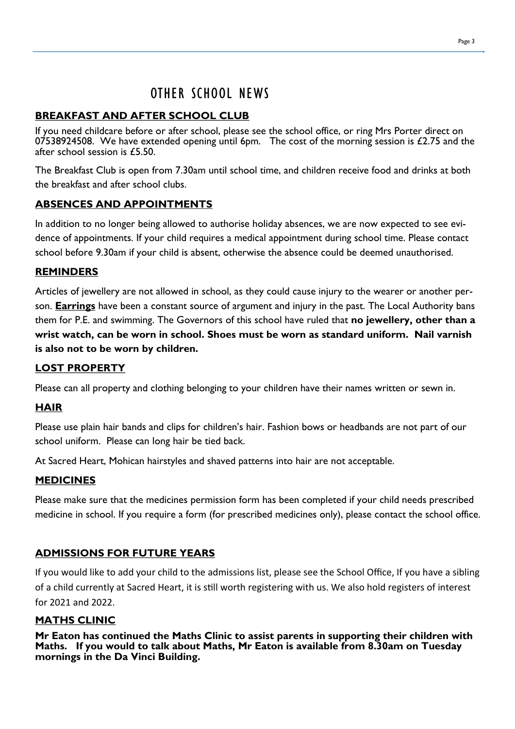# OTHER SCHOOL NEWS

## BREAKFAST AND AFTER SCHOOL CLUB

If you need childcare before or after school, please see the school office, or ring Mrs Porter direct on 07538924508. We have extended opening until 6pm. The cost of the morning session is £2.75 and the after school session is £5.50.

The Breakfast Club is open from 7.30am until school time, and children receive food and drinks at both the breakfast and after school clubs.

## ABSENCES AND APPOINTMENTS

In addition to no longer being allowed to authorise holiday absences, we are now expected to see evidence of appointments. If your child requires a medical appointment during school time. Please contact school before 9.30am if your child is absent, otherwise the absence could be deemed unauthorised.

## REMINDERS

Articles of jewellery are not allowed in school, as they could cause injury to the wearer or another person. **Earrings** have been a constant source of argument and injury in the past. The Local Authority bans them for P.E. and swimming. The Governors of this school have ruled that **no jewellery, other than a wrist watch, can be worn in school. Shoes must be worn as standard uniform. Nail varnish is also not to be worn by children.**

## LOST PROPERTY

Please can all property and clothing belonging to your children have their names written or sewn in.

## HAIR

Please use plain hair bands and clips for children's hair. Fashion bows or headbands are not part of our school uniform. Please can long hair be tied back.

At Sacred Heart, Mohican hairstyles and shaved patterns into hair are not acceptable.

## MEDICINES

Please make sure that the medicines permission form has been completed if your child needs prescribed medicine in school. If you require a form (for prescribed medicines only), please contact the school office.

## ADMISSIONS FOR FUTURE YEARS

If you would like to add your child to the admissions list, please see the School Office, If you have a sibling of a child currently at Sacred Heart, it is still worth registering with us. We also hold registers of interest for 2021 and 2022.

## MATHS CLINIC

**Mr Eaton has continued the Maths Clinic to assist parents in supporting their children with Maths. If you would to talk about Maths, Mr Eaton is available from 8.30am on Tuesday mornings in the Da Vinci Building.**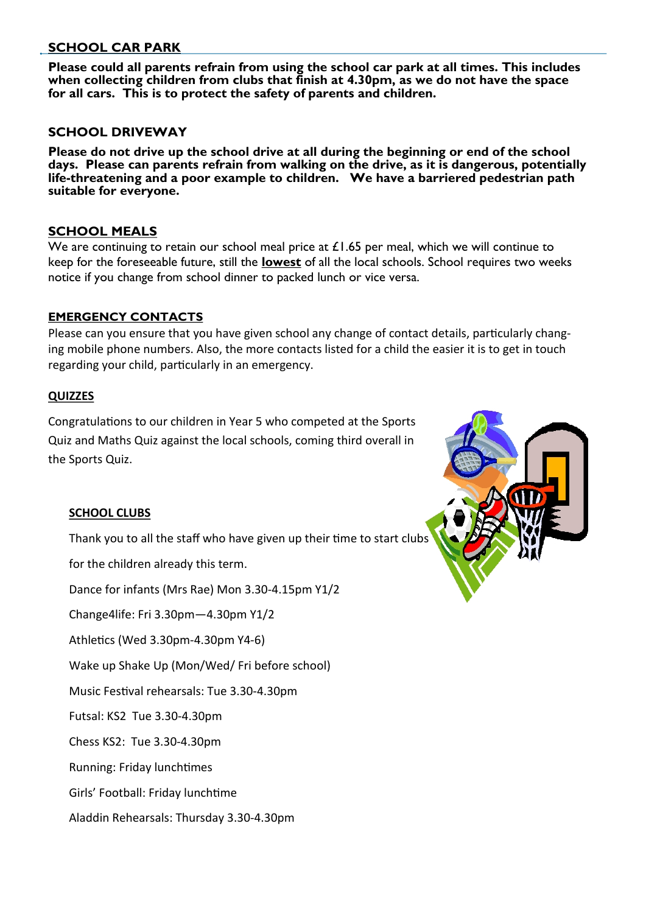## SCHOOL CAR PARK

**Please could all parents refrain from using the school car park at all times. This includes when collecting children from clubs that finish at 4.30pm, as we do not have the space for all cars. This is to protect the safety of parents and children.**

## SCHOOL DRIVEWAY

**Please do not drive up the school drive at all during the beginning or end of the school days. Please can parents refrain from walking on the drive, as it is dangerous, potentially life-threatening and a poor example to children. We have a barriered pedestrian path suitable for everyone.**

## SCHOOL MEALS

We are continuing to retain our school meal price at £1.65 per meal, which we will continue to keep for the foreseeable future, still the **lowest** of all the local schools. School requires two weeks notice if you change from school dinner to packed lunch or vice versa.

## EMERGENCY CONTACTS

Please can you ensure that you have given school any change of contact details, particularly changing mobile phone numbers. Also, the more contacts listed for a child the easier it is to get in touch regarding your child, particularly in an emergency.

## QUIZZES

Congratulations to our children in Year 5 who competed at the Sports Quiz and Maths Quiz against the local schools, coming third overall in the Sports Quiz.

## SCHOOL CLUBS

Thank you to all the staff who have given up their time to start clubs for the children already this term.

Dance for infants (Mrs Rae) Mon 3.30-4.15pm Y1/2

Change4life: Fri 3.30pm—4.30pm Y1/2

Athletics (Wed 3.30pm-4.30pm Y4-6)

Wake up Shake Up (Mon/Wed/ Fri before school)

Music Festival rehearsals: Tue 3.30-4.30pm

Futsal: KS2 Tue 3.30-4.30pm

Chess KS2: Tue 3.30-4.30pm

Running: Friday lunchtimes

Girls' Football: Friday lunchtime

Aladdin Rehearsals: Thursday 3.30-4.30pm